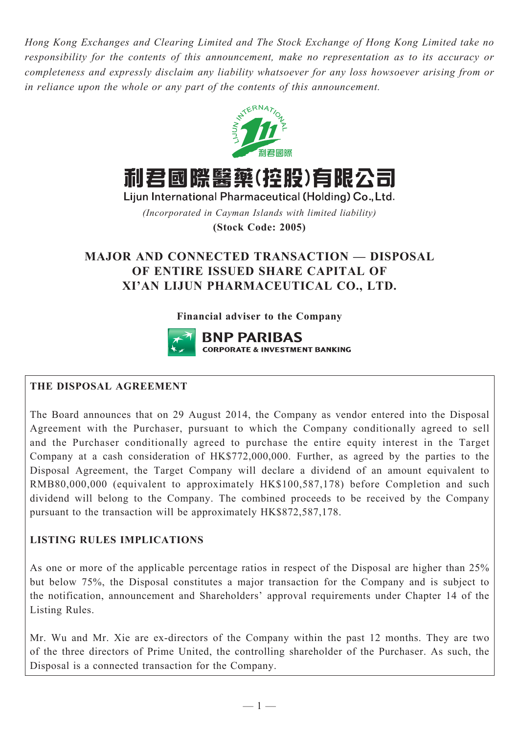*Hong Kong Exchanges and Clearing Limited and The Stock Exchange of Hong Kong Limited take no responsibility for the contents of this announcement, make no representation as to its accuracy or completeness and expressly disclaim any liability whatsoever for any loss howsoever arising from or in reliance upon the whole or any part of the contents of this announcement.*

# 利君國際醫藥(控股)有限公司

**Lijun International Pharmaceutical (Holding) Co., Ltd.**

*(Incorporated in Cayman Islands with limited liability)*

**(Stock Code: 2005)**

## MAJOR AND CONNECTED TRANSACTION — DISPOSAL OF ENTIRE ISSUED SHARE CAPITAL OF XI'AN LIJUN PHARMACEUTICAL CO., LTD.

**Financial adviser to the Company**

**BNP PARIBAS**
**CORPORATE & INVESTMENT BANKING**

### THE DISPOSAL AGREEMENT

The Board announces that on 29 August 2014, the Company as vendor entered into the Disposal Agreement with the Purchaser, pursuant to which the Company conditionally agreed to sell and the Purchaser conditionally agreed to purchase the entire equity interest in the Target Company at a cash consideration of HK$772,000,000. Further, as agreed by the parties to the Disposal Agreement, the Target Company will declare a dividend of an amount equivalent to RMB80,000,000 (equivalent to approximately HK$100,587,178) before Completion and such dividend will belong to the Company. The combined proceeds to be received by the Company pursuant to the transaction will be approximately HK$872,587,178.

### LISTING RULES IMPLICATIONS

As one or more of the applicable percentage ratios in respect of the Disposal are higher than 25% but below 75%, the Disposal constitutes a major transaction for the Company and is subject to the notification, announcement and Shareholders' approval requirements under Chapter 14 of the Listing Rules.

Mr. Wu and Mr. Xie are ex-directors of the Company within the past 12 months. They are two of the three directors of Prime United, the controlling shareholder of the Purchaser. As such, the Disposal is a connected transaction for the Company.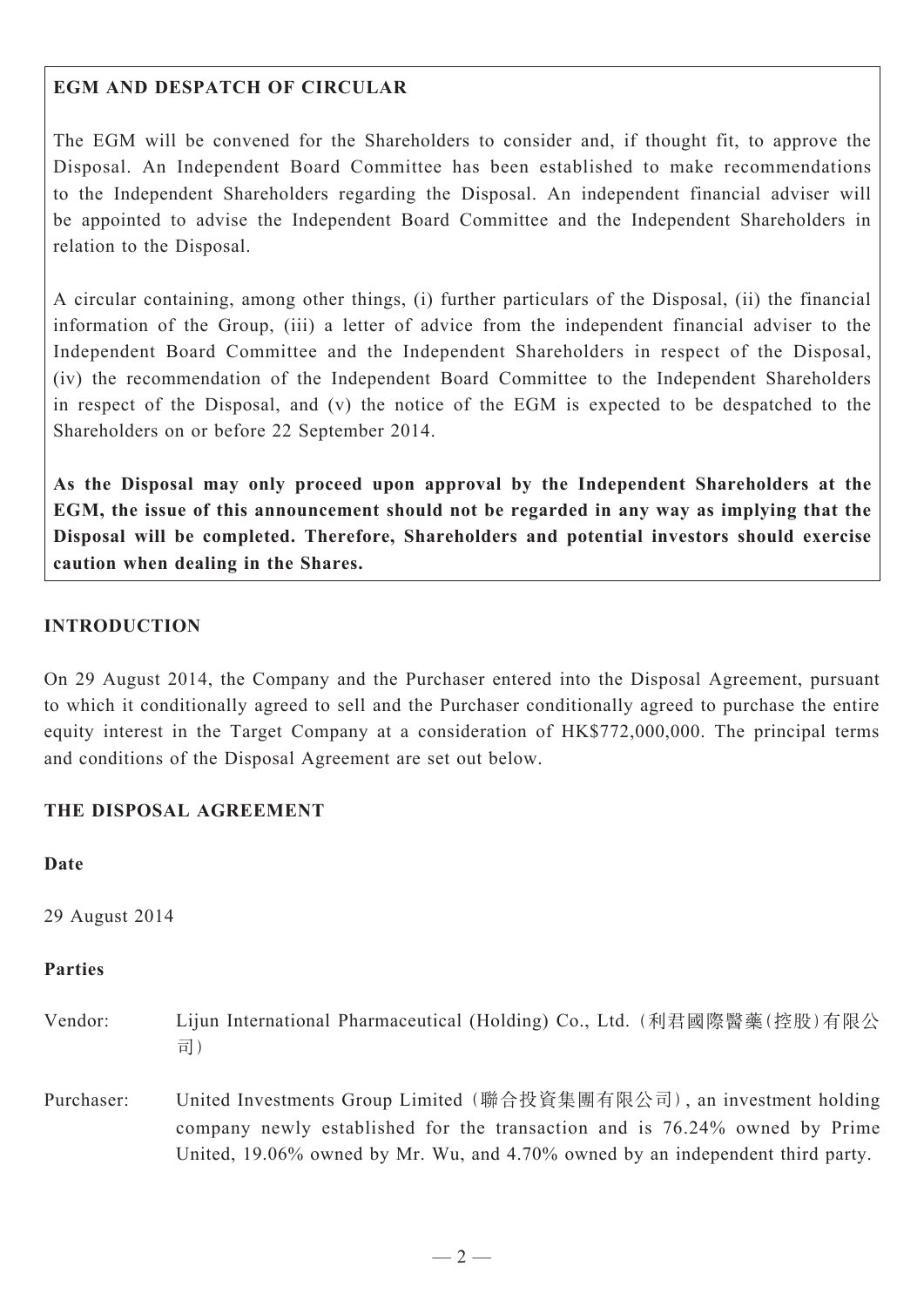## EGM AND DESPATCH OF CIRCULAR

The EGM will be convened for the Shareholders to consider and, if thought fit, to approve the Disposal. An Independent Board Committee has been established to make recommendations to the Independent Shareholders regarding the Disposal. An independent financial adviser will be appointed to advise the Independent Board Committee and the Independent Shareholders in relation to the Disposal.

A circular containing, among other things, (i) further particulars of the Disposal, (ii) the financial information of the Group, (iii) a letter of advice from the independent financial adviser to the Independent Board Committee and the Independent Shareholders in respect of the Disposal, (iv) the recommendation of the Independent Board Committee to the Independent Shareholders in respect of the Disposal, and (v) the notice of the EGM is expected to be despatched to the Shareholders on or before 22 September 2014.

**As the Disposal may only proceed upon approval by the Independent Shareholders at the EGM, the issue of this announcement should not be regarded in any way as implying that the Disposal will be completed. Therefore, Shareholders and potential investors should exercise caution when dealing in the Shares.**

## INTRODUCTION

On 29 August 2014, the Company and the Purchaser entered into the Disposal Agreement, pursuant to which it conditionally agreed to sell and the Purchaser conditionally agreed to purchase the entire equity interest in the Target Company at a consideration of HK$772,000,000. The principal terms and conditions of the Disposal Agreement are set out below.

## THE DISPOSAL AGREEMENT

### Date

29 August 2014

### Parties

Vendor: Lijun International Pharmaceutical (Holding) Co., Ltd.（利君國際醫藥(控股)有限公司）

Purchaser: United Investments Group Limited（聯合投資集團有限公司）, an investment holding company newly established for the transaction and is 76.24% owned by Prime United, 19.06% owned by Mr. Wu, and 4.70% owned by an independent third party.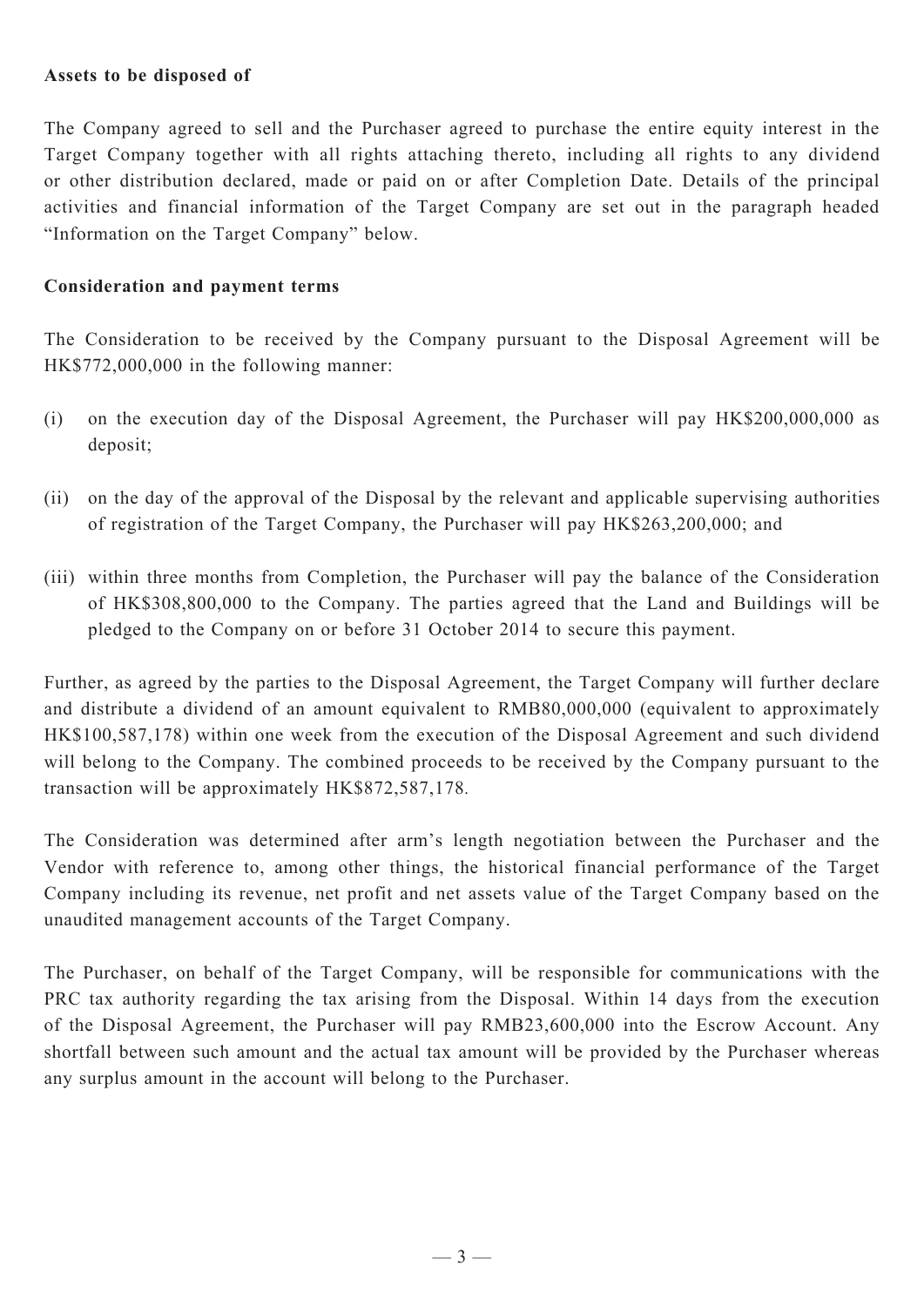**Assets to be disposed of**

The Company agreed to sell and the Purchaser agreed to purchase the entire equity interest in the Target Company together with all rights attaching thereto, including all rights to any dividend or other distribution declared, made or paid on or after Completion Date. Details of the principal activities and financial information of the Target Company are set out in the paragraph headed "Information on the Target Company" below.

**Consideration and payment terms**

The Consideration to be received by the Company pursuant to the Disposal Agreement will be HK$772,000,000 in the following manner:

(i) on the execution day of the Disposal Agreement, the Purchaser will pay HK$200,000,000 as deposit;

(ii) on the day of the approval of the Disposal by the relevant and applicable supervising authorities of registration of the Target Company, the Purchaser will pay HK$263,200,000; and

(iii) within three months from Completion, the Purchaser will pay the balance of the Consideration of HK$308,800,000 to the Company. The parties agreed that the Land and Buildings will be pledged to the Company on or before 31 October 2014 to secure this payment.

Further, as agreed by the parties to the Disposal Agreement, the Target Company will further declare and distribute a dividend of an amount equivalent to RMB80,000,000 (equivalent to approximately HK$100,587,178) within one week from the execution of the Disposal Agreement and such dividend will belong to the Company. The combined proceeds to be received by the Company pursuant to the transaction will be approximately HK$872,587,178.

The Consideration was determined after arm's length negotiation between the Purchaser and the Vendor with reference to, among other things, the historical financial performance of the Target Company including its revenue, net profit and net assets value of the Target Company based on the unaudited management accounts of the Target Company.

The Purchaser, on behalf of the Target Company, will be responsible for communications with the PRC tax authority regarding the tax arising from the Disposal. Within 14 days from the execution of the Disposal Agreement, the Purchaser will pay RMB23,600,000 into the Escrow Account. Any shortfall between such amount and the actual tax amount will be provided by the Purchaser whereas any surplus amount in the account will belong to the Purchaser.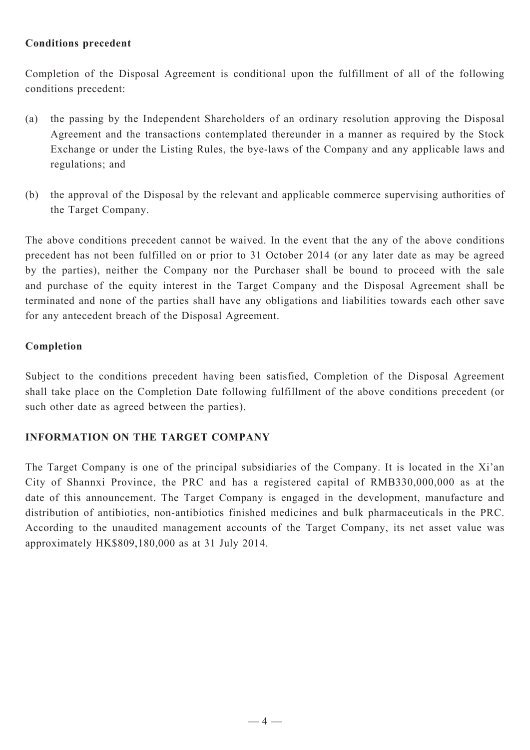**Conditions precedent**

Completion of the Disposal Agreement is conditional upon the fulfillment of all of the following conditions precedent:

(a) the passing by the Independent Shareholders of an ordinary resolution approving the Disposal Agreement and the transactions contemplated thereunder in a manner as required by the Stock Exchange or under the Listing Rules, the bye-laws of the Company and any applicable laws and regulations; and

(b) the approval of the Disposal by the relevant and applicable commerce supervising authorities of the Target Company.

The above conditions precedent cannot be waived. In the event that the any of the above conditions precedent has not been fulfilled on or prior to 31 October 2014 (or any later date as may be agreed by the parties), neither the Company nor the Purchaser shall be bound to proceed with the sale and purchase of the equity interest in the Target Company and the Disposal Agreement shall be terminated and none of the parties shall have any obligations and liabilities towards each other save for any antecedent breach of the Disposal Agreement.

**Completion**

Subject to the conditions precedent having been satisfied, Completion of the Disposal Agreement shall take place on the Completion Date following fulfillment of the above conditions precedent (or such other date as agreed between the parties).

## INFORMATION ON THE TARGET COMPANY

The Target Company is one of the principal subsidiaries of the Company. It is located in the Xi'an City of Shannxi Province, the PRC and has a registered capital of RMB330,000,000 as at the date of this announcement. The Target Company is engaged in the development, manufacture and distribution of antibiotics, non-antibiotics finished medicines and bulk pharmaceuticals in the PRC. According to the unaudited management accounts of the Target Company, its net asset value was approximately HK$809,180,000 as at 31 July 2014.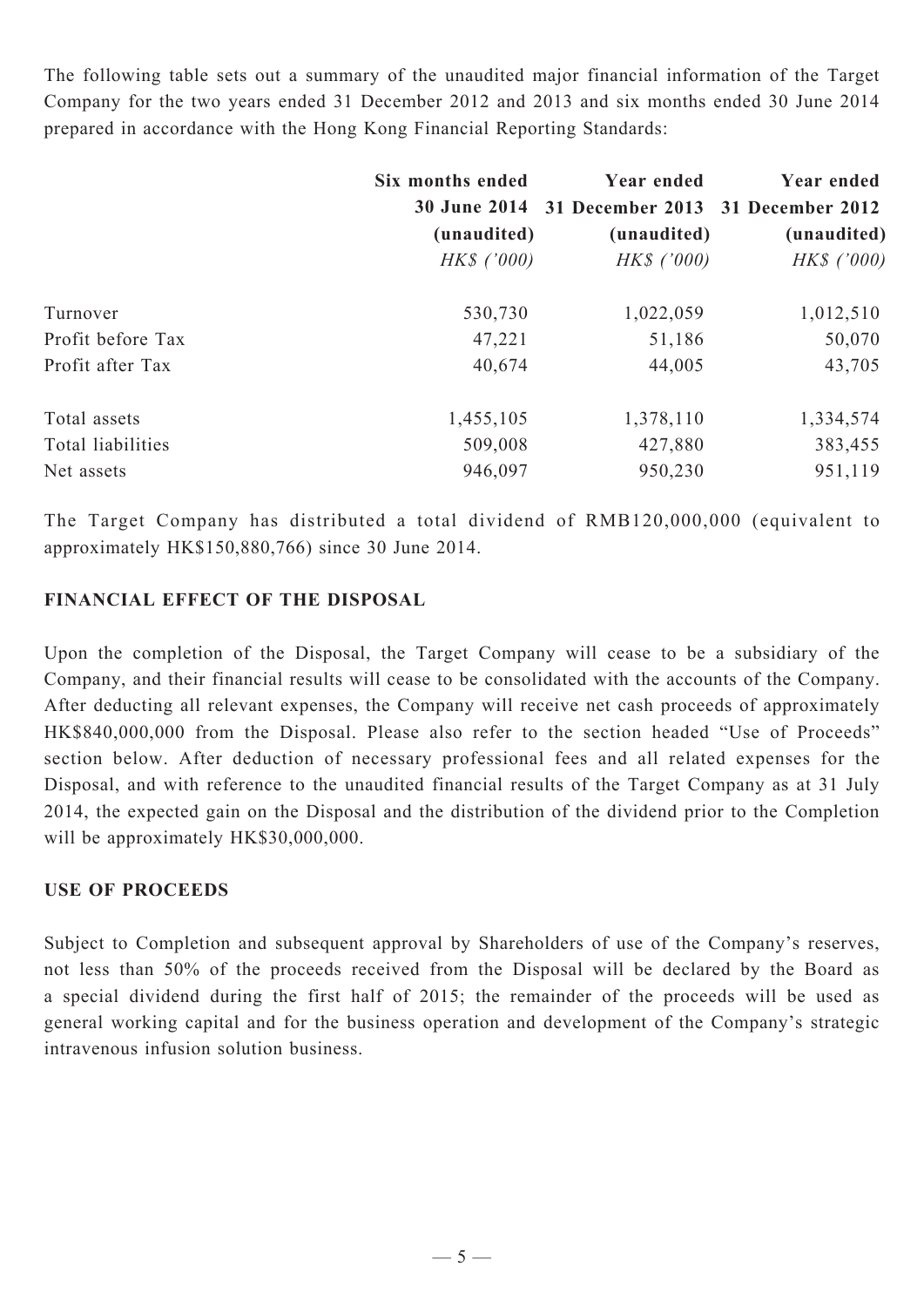The following table sets out a summary of the unaudited major financial information of the Target Company for the two years ended 31 December 2012 and 2013 and six months ended 30 June 2014 prepared in accordance with the Hong Kong Financial Reporting Standards:

| | Six months ended 30 June 2014 (unaudited) *HK$ ('000)* | Year ended 31 December 2013 (unaudited) *HK$ ('000)* | Year ended 31 December 2012 (unaudited) *HK$ ('000)* |
|---|---|---|---|
| Turnover | 530,730 | 1,022,059 | 1,012,510 |
| Profit before Tax | 47,221 | 51,186 | 50,070 |
| Profit after Tax | 40,674 | 44,005 | 43,705 |
| Total assets | 1,455,105 | 1,378,110 | 1,334,574 |
| Total liabilities | 509,008 | 427,880 | 383,455 |
| Net assets | 946,097 | 950,230 | 951,119 |

The Target Company has distributed a total dividend of RMB120,000,000 (equivalent to approximately HK$150,880,766) since 30 June 2014.

## FINANCIAL EFFECT OF THE DISPOSAL

Upon the completion of the Disposal, the Target Company will cease to be a subsidiary of the Company, and their financial results will cease to be consolidated with the accounts of the Company. After deducting all relevant expenses, the Company will receive net cash proceeds of approximately HK$840,000,000 from the Disposal. Please also refer to the section headed "Use of Proceeds" section below. After deduction of necessary professional fees and all related expenses for the Disposal, and with reference to the unaudited financial results of the Target Company as at 31 July 2014, the expected gain on the Disposal and the distribution of the dividend prior to the Completion will be approximately HK$30,000,000.

## USE OF PROCEEDS

Subject to Completion and subsequent approval by Shareholders of use of the Company's reserves, not less than 50% of the proceeds received from the Disposal will be declared by the Board as a special dividend during the first half of 2015; the remainder of the proceeds will be used as general working capital and for the business operation and development of the Company's strategic intravenous infusion solution business.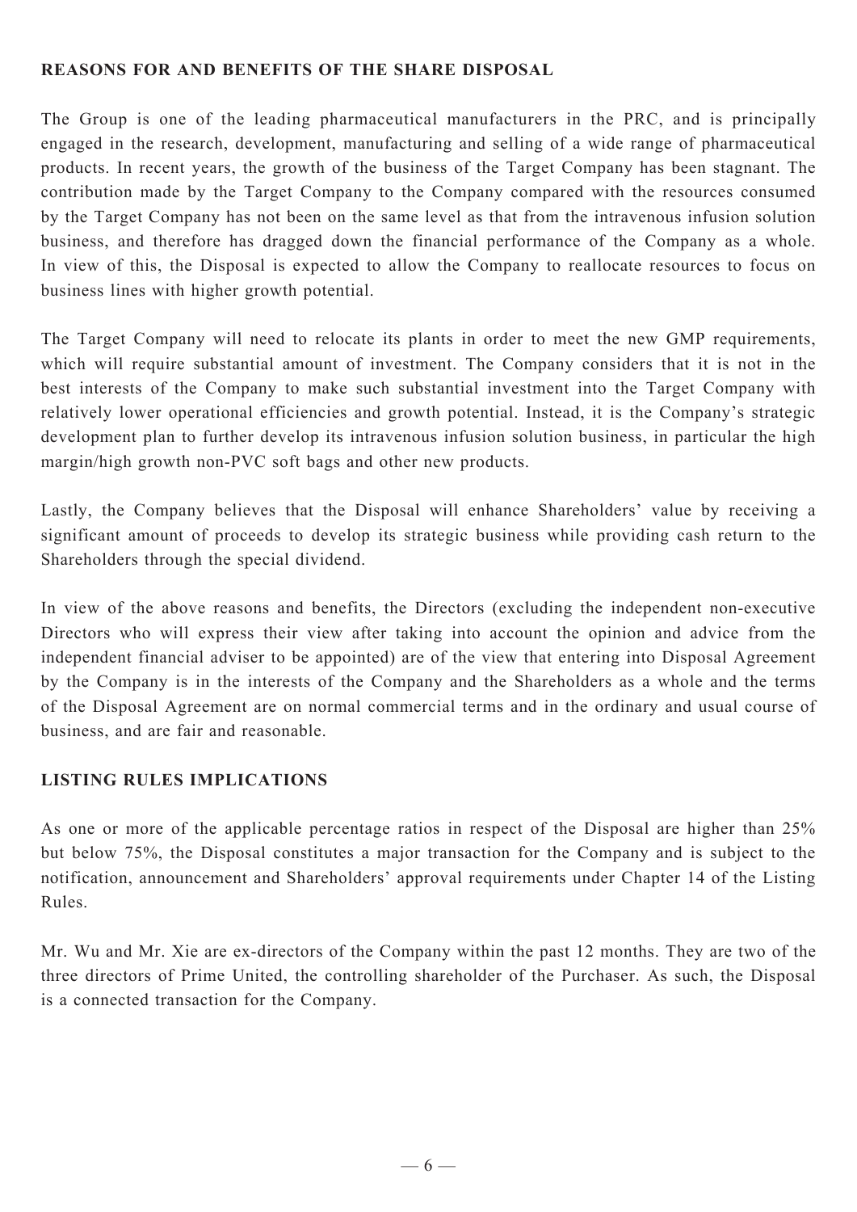## REASONS FOR AND BENEFITS OF THE SHARE DISPOSAL

The Group is one of the leading pharmaceutical manufacturers in the PRC, and is principally engaged in the research, development, manufacturing and selling of a wide range of pharmaceutical products. In recent years, the growth of the business of the Target Company has been stagnant. The contribution made by the Target Company to the Company compared with the resources consumed by the Target Company has not been on the same level as that from the intravenous infusion solution business, and therefore has dragged down the financial performance of the Company as a whole. In view of this, the Disposal is expected to allow the Company to reallocate resources to focus on business lines with higher growth potential.

The Target Company will need to relocate its plants in order to meet the new GMP requirements, which will require substantial amount of investment. The Company considers that it is not in the best interests of the Company to make such substantial investment into the Target Company with relatively lower operational efficiencies and growth potential. Instead, it is the Company's strategic development plan to further develop its intravenous infusion solution business, in particular the high margin/high growth non-PVC soft bags and other new products.

Lastly, the Company believes that the Disposal will enhance Shareholders' value by receiving a significant amount of proceeds to develop its strategic business while providing cash return to the Shareholders through the special dividend.

In view of the above reasons and benefits, the Directors (excluding the independent non-executive Directors who will express their view after taking into account the opinion and advice from the independent financial adviser to be appointed) are of the view that entering into Disposal Agreement by the Company is in the interests of the Company and the Shareholders as a whole and the terms of the Disposal Agreement are on normal commercial terms and in the ordinary and usual course of business, and are fair and reasonable.

## LISTING RULES IMPLICATIONS

As one or more of the applicable percentage ratios in respect of the Disposal are higher than 25% but below 75%, the Disposal constitutes a major transaction for the Company and is subject to the notification, announcement and Shareholders' approval requirements under Chapter 14 of the Listing Rules.

Mr. Wu and Mr. Xie are ex-directors of the Company within the past 12 months. They are two of the three directors of Prime United, the controlling shareholder of the Purchaser. As such, the Disposal is a connected transaction for the Company.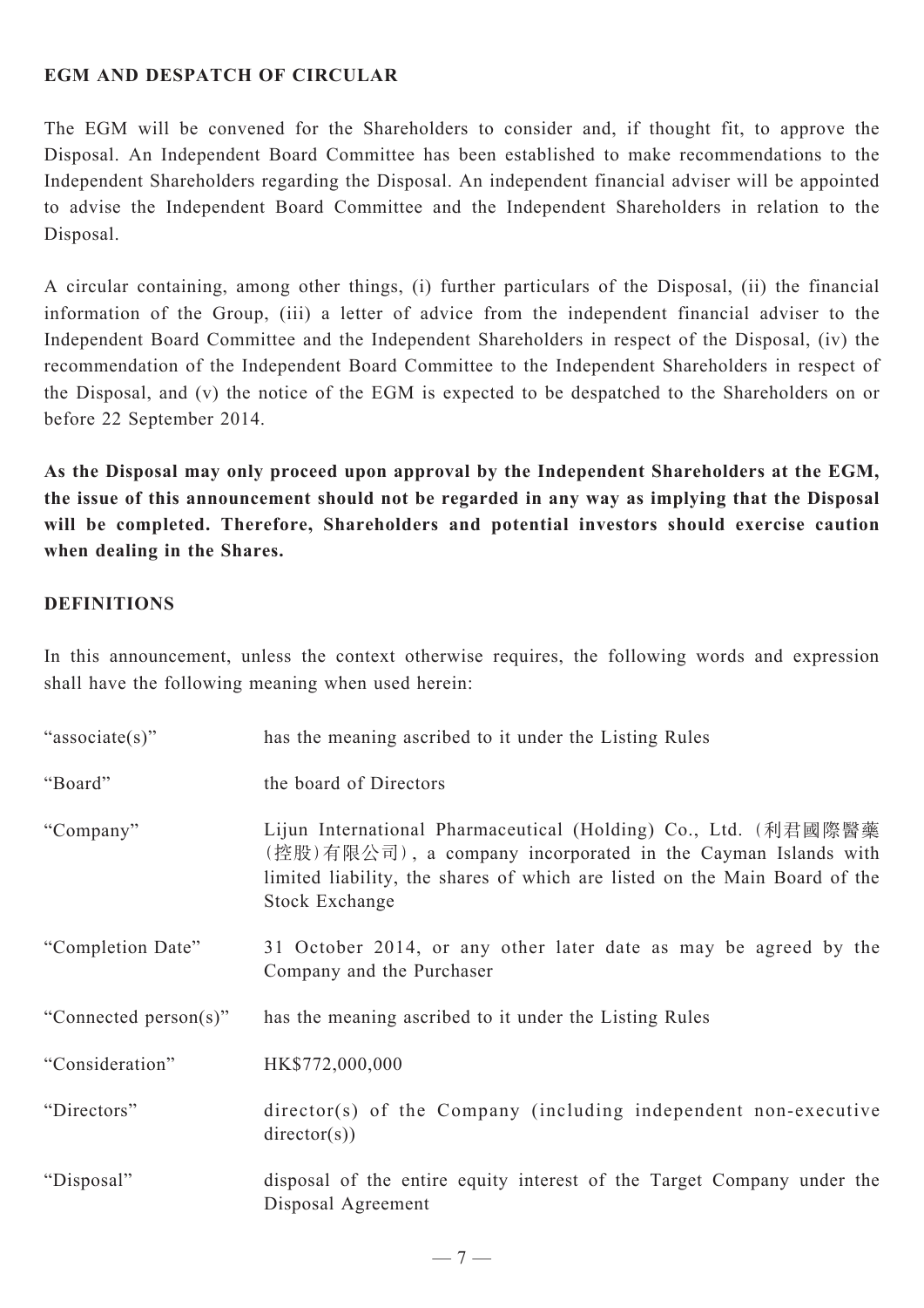## EGM AND DESPATCH OF CIRCULAR

The EGM will be convened for the Shareholders to consider and, if thought fit, to approve the Disposal. An Independent Board Committee has been established to make recommendations to the Independent Shareholders regarding the Disposal. An independent financial adviser will be appointed to advise the Independent Board Committee and the Independent Shareholders in relation to the Disposal.

A circular containing, among other things, (i) further particulars of the Disposal, (ii) the financial information of the Group, (iii) a letter of advice from the independent financial adviser to the Independent Board Committee and the Independent Shareholders in respect of the Disposal, (iv) the recommendation of the Independent Board Committee to the Independent Shareholders in respect of the Disposal, and (v) the notice of the EGM is expected to be despatched to the Shareholders on or before 22 September 2014.

**As the Disposal may only proceed upon approval by the Independent Shareholders at the EGM, the issue of this announcement should not be regarded in any way as implying that the Disposal will be completed. Therefore, Shareholders and potential investors should exercise caution when dealing in the Shares.**

## DEFINITIONS

In this announcement, unless the context otherwise requires, the following words and expression shall have the following meaning when used herein:

| | |
|---|---|
| "associate(s)" | has the meaning ascribed to it under the Listing Rules |
| "Board" | the board of Directors |
| "Company" | Lijun International Pharmaceutical (Holding) Co., Ltd. (利君國際醫藥(控股)有限公司), a company incorporated in the Cayman Islands with limited liability, the shares of which are listed on the Main Board of the Stock Exchange |
| "Completion Date" | 31 October 2014, or any other later date as may be agreed by the Company and the Purchaser |
| "Connected person(s)" | has the meaning ascribed to it under the Listing Rules |
| "Consideration" | HK$772,000,000 |
| "Directors" | director(s) of the Company (including independent non-executive director(s)) |
| "Disposal" | disposal of the entire equity interest of the Target Company under the Disposal Agreement |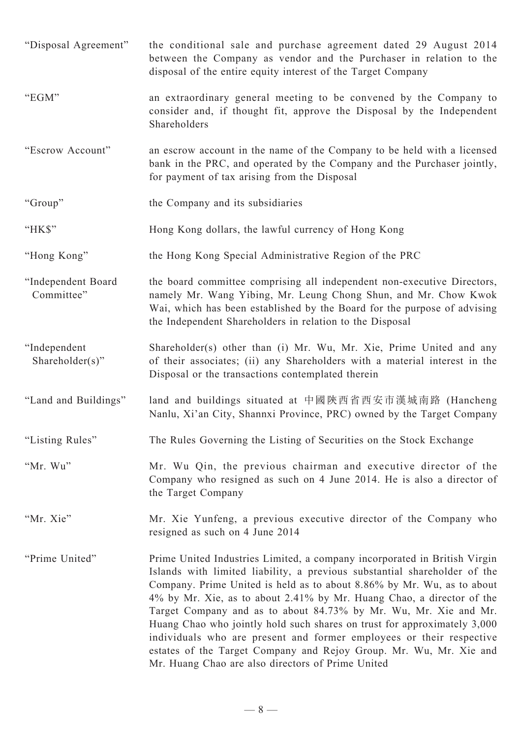| | |
|---|---|
| "Disposal Agreement" | the conditional sale and purchase agreement dated 29 August 2014 between the Company as vendor and the Purchaser in relation to the disposal of the entire equity interest of the Target Company |
| "EGM" | an extraordinary general meeting to be convened by the Company to consider and, if thought fit, approve the Disposal by the Independent Shareholders |
| "Escrow Account" | an escrow account in the name of the Company to be held with a licensed bank in the PRC, and operated by the Company and the Purchaser jointly, for payment of tax arising from the Disposal |
| "Group" | the Company and its subsidiaries |
| "HK$" | Hong Kong dollars, the lawful currency of Hong Kong |
| "Hong Kong" | the Hong Kong Special Administrative Region of the PRC |
| "Independent Board Committee" | the board committee comprising all independent non-executive Directors, namely Mr. Wang Yibing, Mr. Leung Chong Shun, and Mr. Chow Kwok Wai, which has been established by the Board for the purpose of advising the Independent Shareholders in relation to the Disposal |
| "Independent Shareholder(s)" | Shareholder(s) other than (i) Mr. Wu, Mr. Xie, Prime United and any of their associates; (ii) any Shareholders with a material interest in the Disposal or the transactions contemplated therein |
| "Land and Buildings" | land and buildings situated at 中國陝西省西安市漢城南路 (Hancheng Nanlu, Xi'an City, Shannxi Province, PRC) owned by the Target Company |
| "Listing Rules" | The Rules Governing the Listing of Securities on the Stock Exchange |
| "Mr. Wu" | Mr. Wu Qin, the previous chairman and executive director of the Company who resigned as such on 4 June 2014. He is also a director of the Target Company |
| "Mr. Xie" | Mr. Xie Yunfeng, a previous executive director of the Company who resigned as such on 4 June 2014 |
| "Prime United" | Prime United Industries Limited, a company incorporated in British Virgin Islands with limited liability, a previous substantial shareholder of the Company. Prime United is held as to about 8.86% by Mr. Wu, as to about 4% by Mr. Xie, as to about 2.41% by Mr. Huang Chao, a director of the Target Company and as to about 84.73% by Mr. Wu, Mr. Xie and Mr. Huang Chao who jointly hold such shares on trust for approximately 3,000 individuals who are present and former employees or their respective estates of the Target Company and Rejoy Group. Mr. Wu, Mr. Xie and Mr. Huang Chao are also directors of Prime United |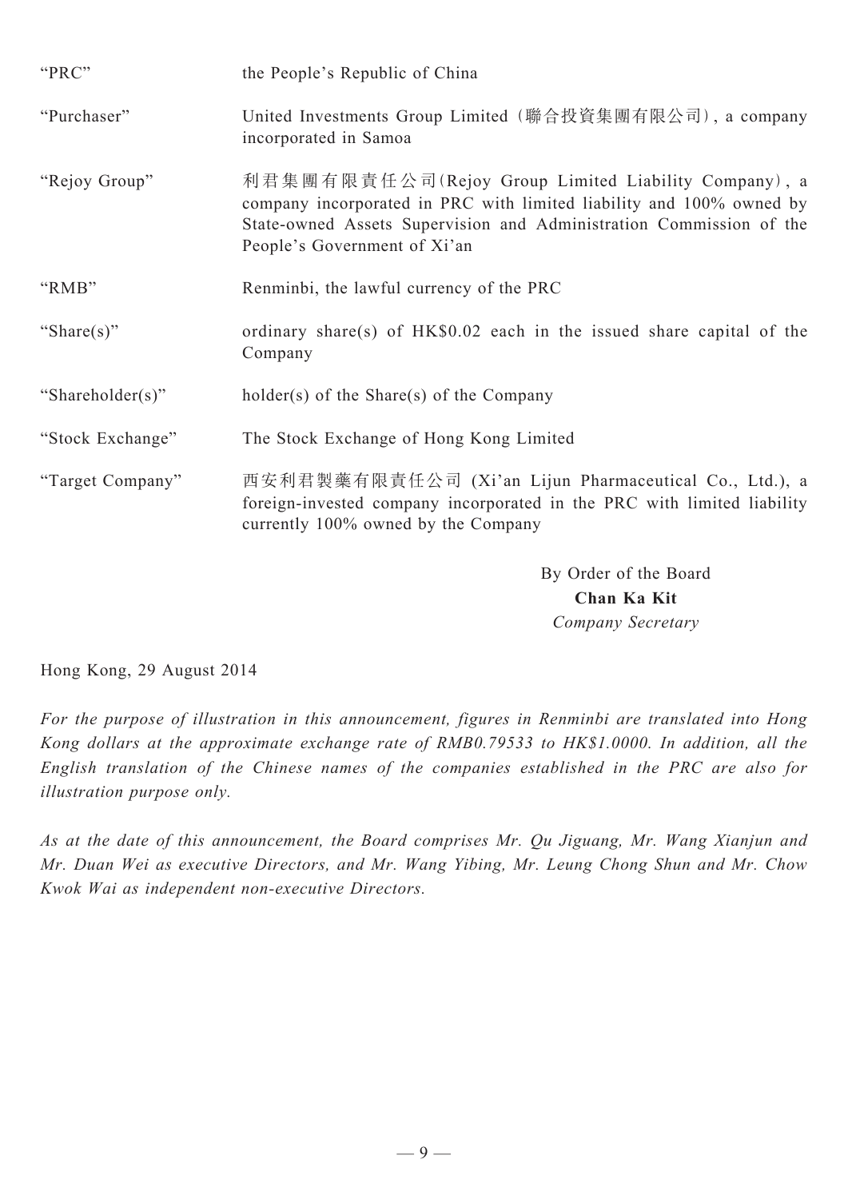| | |
|---|---|
| "PRC" | the People's Republic of China |
| "Purchaser" | United Investments Group Limited (聯合投資集團有限公司), a company incorporated in Samoa |
| "Rejoy Group" | 利君集團有限責任公司(Rejoy Group Limited Liability Company), a company incorporated in PRC with limited liability and 100% owned by State-owned Assets Supervision and Administration Commission of the People's Government of Xi'an |
| "RMB" | Renminbi, the lawful currency of the PRC |
| "Share(s)" | ordinary share(s) of HK$0.02 each in the issued share capital of the Company |
| "Shareholder(s)" | holder(s) of the Share(s) of the Company |
| "Stock Exchange" | The Stock Exchange of Hong Kong Limited |
| "Target Company" | 西安利君製藥有限責任公司 (Xi'an Lijun Pharmaceutical Co., Ltd.), a foreign-invested company incorporated in the PRC with limited liability currently 100% owned by the Company |

By Order of the Board
**Chan Ka Kit**
*Company Secretary*

Hong Kong, 29 August 2014

*For the purpose of illustration in this announcement, figures in Renminbi are translated into Hong Kong dollars at the approximate exchange rate of RMB0.79533 to HK$1.0000. In addition, all the English translation of the Chinese names of the companies established in the PRC are also for illustration purpose only.*

*As at the date of this announcement, the Board comprises Mr. Qu Jiguang, Mr. Wang Xianjun and Mr. Duan Wei as executive Directors, and Mr. Wang Yibing, Mr. Leung Chong Shun and Mr. Chow Kwok Wai as independent non-executive Directors.*